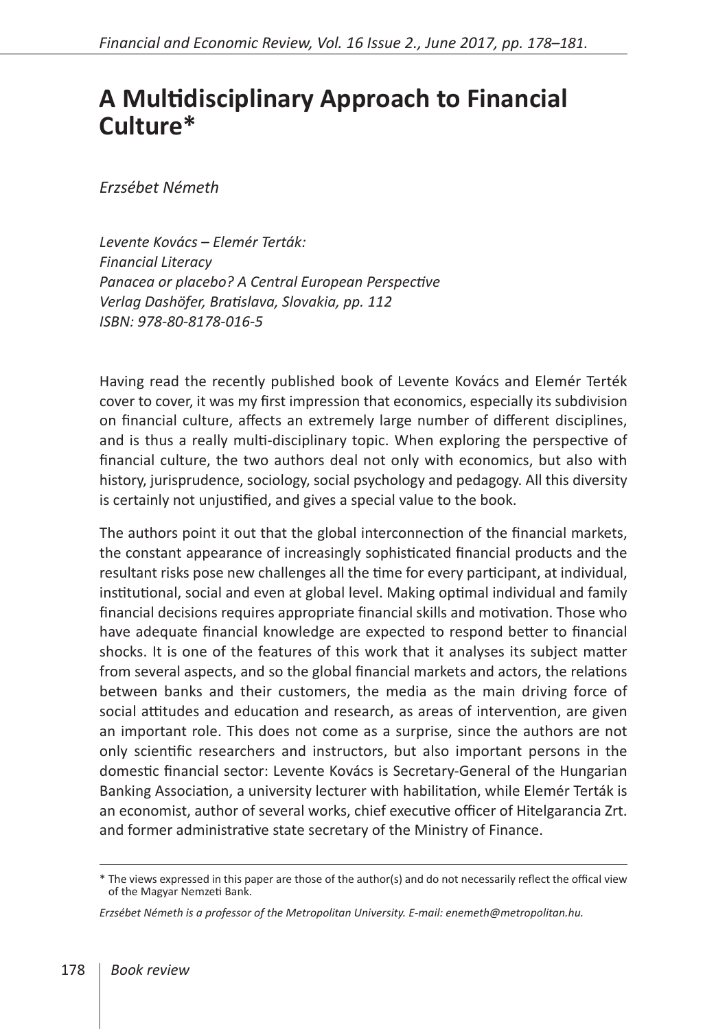# A Multidisciplinary Approach to Financial Culture*

*Erzsébet Németh*

*Levente Kovács – Elemér Terták:*
*Financial Literacy*
*Panacea or placebo? A Central European Perspective*
*Verlag Dashöfer, Bratislava, Slovakia, pp. 112*
*ISBN: 978-80-8178-016-5*

Having read the recently published book of Levente Kovács and Elemér Terték cover to cover, it was my first impression that economics, especially its subdivision on financial culture, affects an extremely large number of different disciplines, and is thus a really multi-disciplinary topic. When exploring the perspective of financial culture, the two authors deal not only with economics, but also with history, jurisprudence, sociology, social psychology and pedagogy. All this diversity is certainly not unjustified, and gives a special value to the book.

The authors point it out that the global interconnection of the financial markets, the constant appearance of increasingly sophisticated financial products and the resultant risks pose new challenges all the time for every participant, at individual, institutional, social and even at global level. Making optimal individual and family financial decisions requires appropriate financial skills and motivation. Those who have adequate financial knowledge are expected to respond better to financial shocks. It is one of the features of this work that it analyses its subject matter from several aspects, and so the global financial markets and actors, the relations between banks and their customers, the media as the main driving force of social attitudes and education and research, as areas of intervention, are given an important role. This does not come as a surprise, since the authors are not only scientific researchers and instructors, but also important persons in the domestic financial sector: Levente Kovács is Secretary-General of the Hungarian Banking Association, a university lecturer with habilitation, while Elemér Terták is an economist, author of several works, chief executive officer of Hitelgarancia Zrt. and former administrative state secretary of the Ministry of Finance.

---

\* The views expressed in this paper are those of the author(s) and do not necessarily reflect the offical view of the Magyar Nemzeti Bank.

*Erzsébet Németh is a professor of the Metropolitan University. E-mail: enemeth@metropolitan.hu.*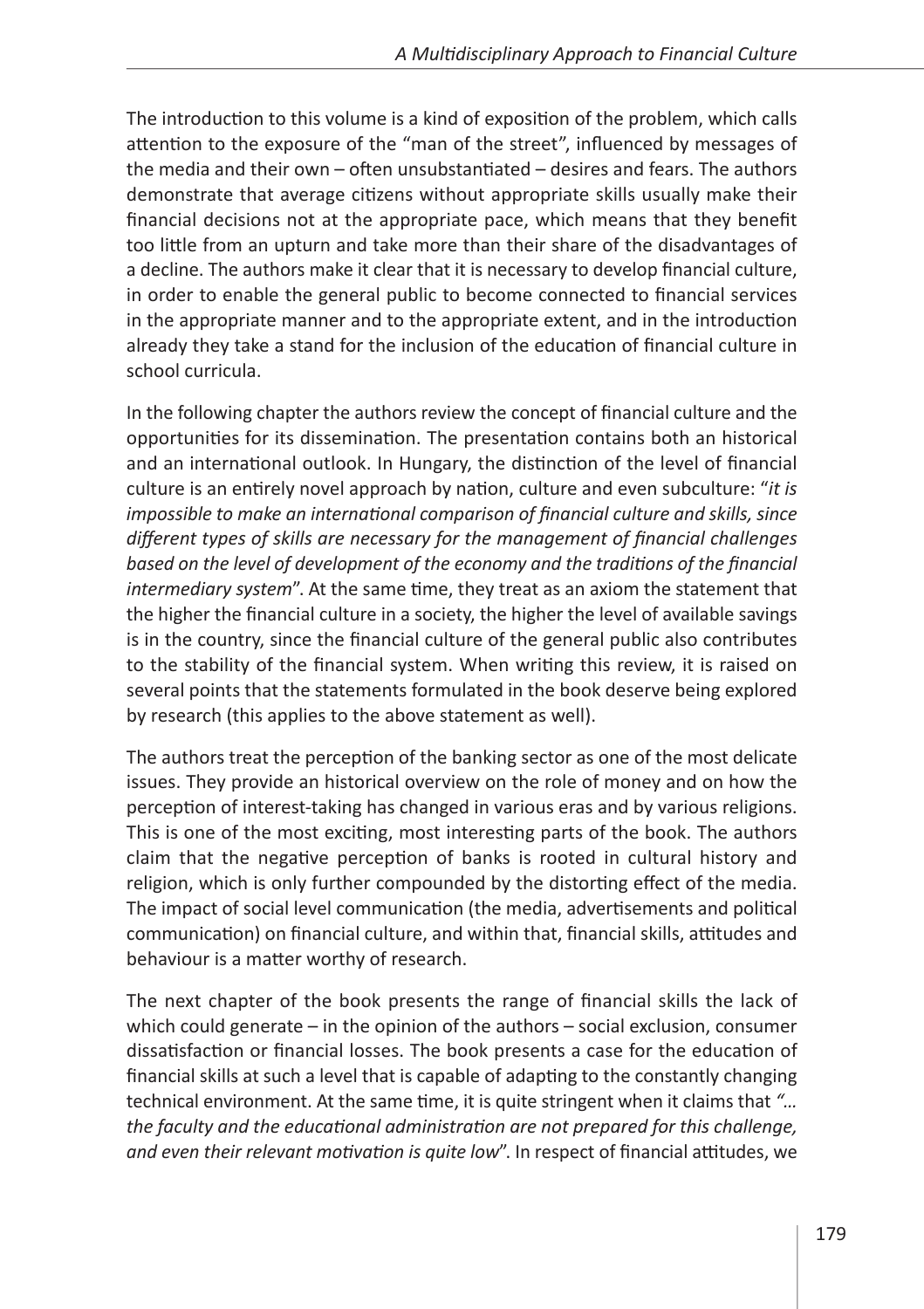The introduction to this volume is a kind of exposition of the problem, which calls attention to the exposure of the "man of the street", influenced by messages of the media and their own – often unsubstantiated – desires and fears. The authors demonstrate that average citizens without appropriate skills usually make their financial decisions not at the appropriate pace, which means that they benefit too little from an upturn and take more than their share of the disadvantages of a decline. The authors make it clear that it is necessary to develop financial culture, in order to enable the general public to become connected to financial services in the appropriate manner and to the appropriate extent, and in the introduction already they take a stand for the inclusion of the education of financial culture in school curricula.

In the following chapter the authors review the concept of financial culture and the opportunities for its dissemination. The presentation contains both an historical and an international outlook. In Hungary, the distinction of the level of financial culture is an entirely novel approach by nation, culture and even subculture: "*it is impossible to make an international comparison of financial culture and skills, since different types of skills are necessary for the management of financial challenges based on the level of development of the economy and the traditions of the financial intermediary system*". At the same time, they treat as an axiom the statement that the higher the financial culture in a society, the higher the level of available savings is in the country, since the financial culture of the general public also contributes to the stability of the financial system. When writing this review, it is raised on several points that the statements formulated in the book deserve being explored by research (this applies to the above statement as well).

The authors treat the perception of the banking sector as one of the most delicate issues. They provide an historical overview on the role of money and on how the perception of interest-taking has changed in various eras and by various religions. This is one of the most exciting, most interesting parts of the book. The authors claim that the negative perception of banks is rooted in cultural history and religion, which is only further compounded by the distorting effect of the media. The impact of social level communication (the media, advertisements and political communication) on financial culture, and within that, financial skills, attitudes and behaviour is a matter worthy of research.

The next chapter of the book presents the range of financial skills the lack of which could generate – in the opinion of the authors – social exclusion, consumer dissatisfaction or financial losses. The book presents a case for the education of financial skills at such a level that is capable of adapting to the constantly changing technical environment. At the same time, it is quite stringent when it claims that *"… the faculty and the educational administration are not prepared for this challenge, and even their relevant motivation is quite low*". In respect of financial attitudes, we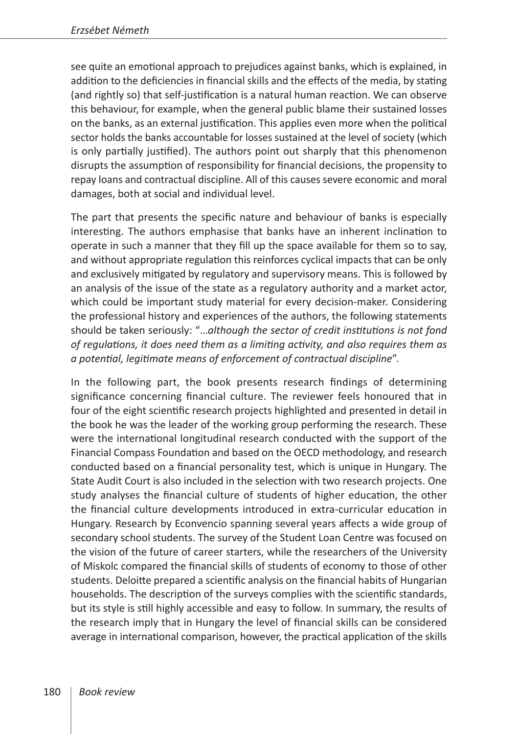see quite an emotional approach to prejudices against banks, which is explained, in addition to the deficiencies in financial skills and the effects of the media, by stating (and rightly so) that self-justification is a natural human reaction. We can observe this behaviour, for example, when the general public blame their sustained losses on the banks, as an external justification. This applies even more when the political sector holds the banks accountable for losses sustained at the level of society (which is only partially justified). The authors point out sharply that this phenomenon disrupts the assumption of responsibility for financial decisions, the propensity to repay loans and contractual discipline. All of this causes severe economic and moral damages, both at social and individual level.

The part that presents the specific nature and behaviour of banks is especially interesting. The authors emphasise that banks have an inherent inclination to operate in such a manner that they fill up the space available for them so to say, and without appropriate regulation this reinforces cyclical impacts that can be only and exclusively mitigated by regulatory and supervisory means. This is followed by an analysis of the issue of the state as a regulatory authority and a market actor, which could be important study material for every decision-maker. Considering the professional history and experiences of the authors, the following statements should be taken seriously: "…*although the sector of credit institutions is not fond of regulations, it does need them as a limiting activity, and also requires them as a potential, legitimate means of enforcement of contractual discipline*".

In the following part, the book presents research findings of determining significance concerning financial culture. The reviewer feels honoured that in four of the eight scientific research projects highlighted and presented in detail in the book he was the leader of the working group performing the research. These were the international longitudinal research conducted with the support of the Financial Compass Foundation and based on the OECD methodology, and research conducted based on a financial personality test, which is unique in Hungary. The State Audit Court is also included in the selection with two research projects. One study analyses the financial culture of students of higher education, the other the financial culture developments introduced in extra-curricular education in Hungary. Research by Econvencio spanning several years affects a wide group of secondary school students. The survey of the Student Loan Centre was focused on the vision of the future of career starters, while the researchers of the University of Miskolc compared the financial skills of students of economy to those of other students. Deloitte prepared a scientific analysis on the financial habits of Hungarian households. The description of the surveys complies with the scientific standards, but its style is still highly accessible and easy to follow. In summary, the results of the research imply that in Hungary the level of financial skills can be considered average in international comparison, however, the practical application of the skills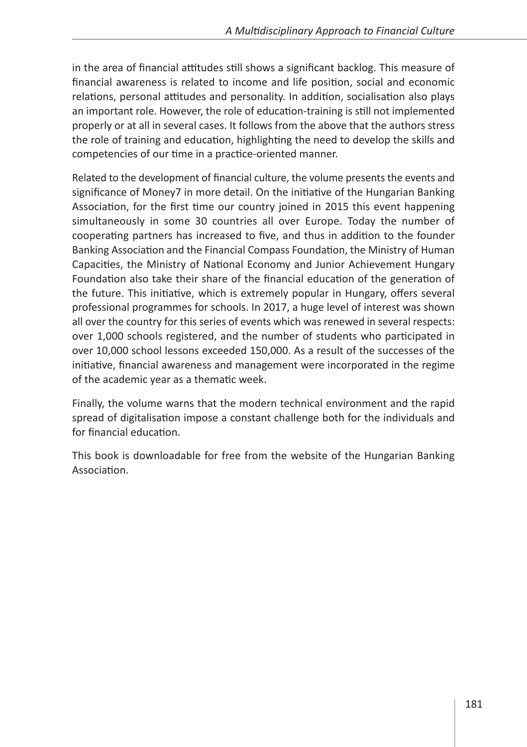in the area of financial attitudes still shows a significant backlog. This measure of financial awareness is related to income and life position, social and economic relations, personal attitudes and personality. In addition, socialisation also plays an important role. However, the role of education-training is still not implemented properly or at all in several cases. It follows from the above that the authors stress the role of training and education, highlighting the need to develop the skills and competencies of our time in a practice-oriented manner.

Related to the development of financial culture, the volume presents the events and significance of Money7 in more detail. On the initiative of the Hungarian Banking Association, for the first time our country joined in 2015 this event happening simultaneously in some 30 countries all over Europe. Today the number of cooperating partners has increased to five, and thus in addition to the founder Banking Association and the Financial Compass Foundation, the Ministry of Human Capacities, the Ministry of National Economy and Junior Achievement Hungary Foundation also take their share of the financial education of the generation of the future. This initiative, which is extremely popular in Hungary, offers several professional programmes for schools. In 2017, a huge level of interest was shown all over the country for this series of events which was renewed in several respects: over 1,000 schools registered, and the number of students who participated in over 10,000 school lessons exceeded 150,000. As a result of the successes of the initiative, financial awareness and management were incorporated in the regime of the academic year as a thematic week.

Finally, the volume warns that the modern technical environment and the rapid spread of digitalisation impose a constant challenge both for the individuals and for financial education.

This book is downloadable for free from the website of the Hungarian Banking Association.